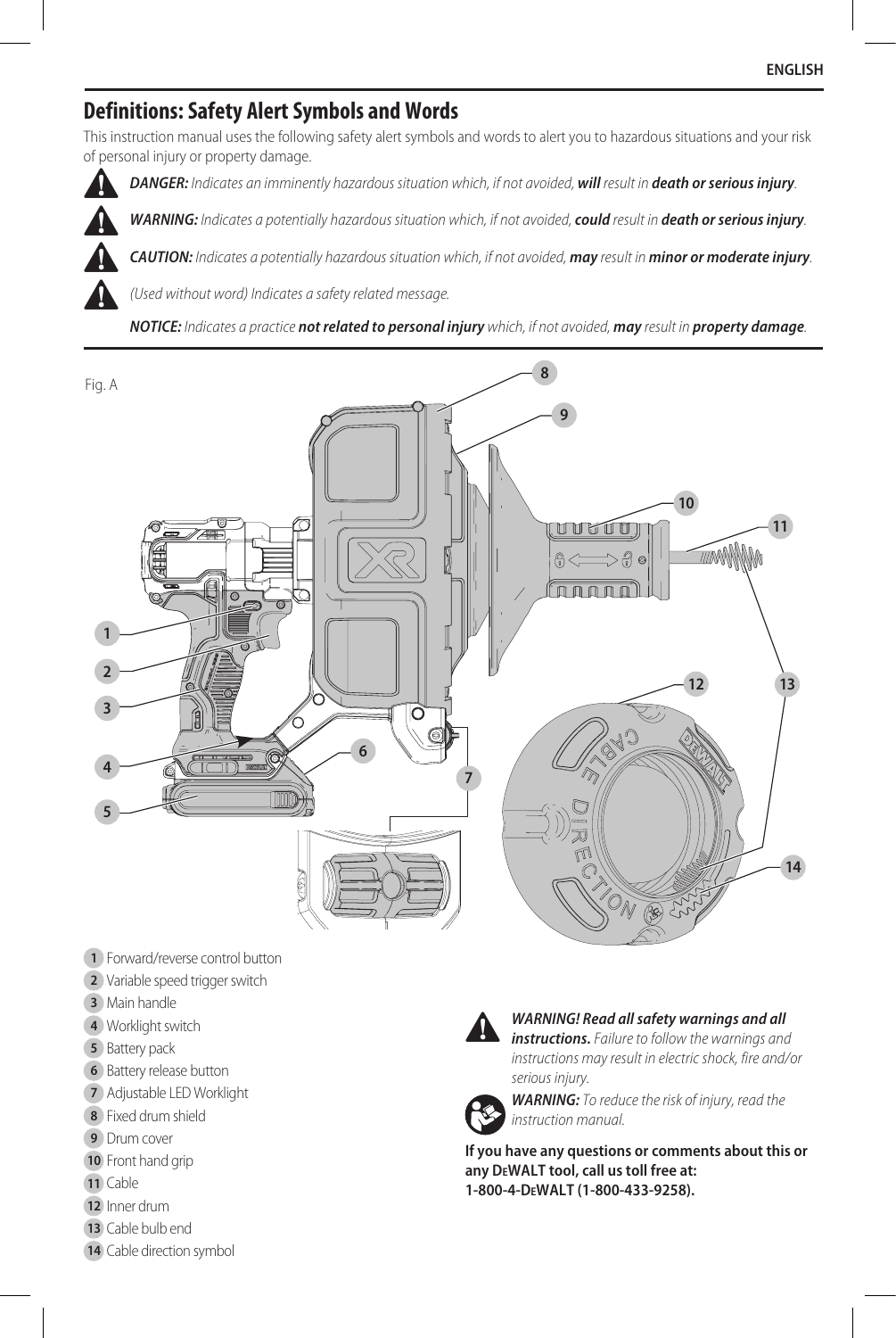## Definitions: Safety Alert Symbols and Words

This instruction manual uses the following safety alert symbols and words to alert you to hazardous situations and your risk of personal injury or property damage.

***DANGER:*** *Indicates an imminently hazardous situation which, if not avoided,* ***will*** *result in* ***death or serious injury****.*

***WARNING:*** *Indicates a potentially hazardous situation which, if not avoided,* ***could*** *result in* ***death or serious injury****.*

***CAUTION:*** *Indicates a potentially hazardous situation which, if not avoided,* ***may*** *result in* ***minor or moderate injury****.*

*(Used without word) Indicates a safety related message.*

***NOTICE:*** *Indicates a practice* ***not related to personal injury*** *which, if not avoided,* ***may*** *result in* ***property damage****.*

Fig. A

1. Forward/reverse control button
2. Variable speed trigger switch
3. Main handle
4. Worklight switch
5. Battery pack
6. Battery release button
7. Adjustable LED Worklight
8. Fixed drum shield
9. Drum cover
10. Front hand grip
11. Cable
12. Inner drum
13. Cable bulb end
14. Cable direction symbol

***WARNING! Read all safety warnings and all instructions.*** *Failure to follow the warnings and instructions may result in electric shock, fire and/or serious injury.*

***WARNING:*** *To reduce the risk of injury, read the instruction manual.*

**If you have any questions or comments about this or any DEWALT tool, call us toll free at: 1-800-4-DEWALT (1-800-433-9258).**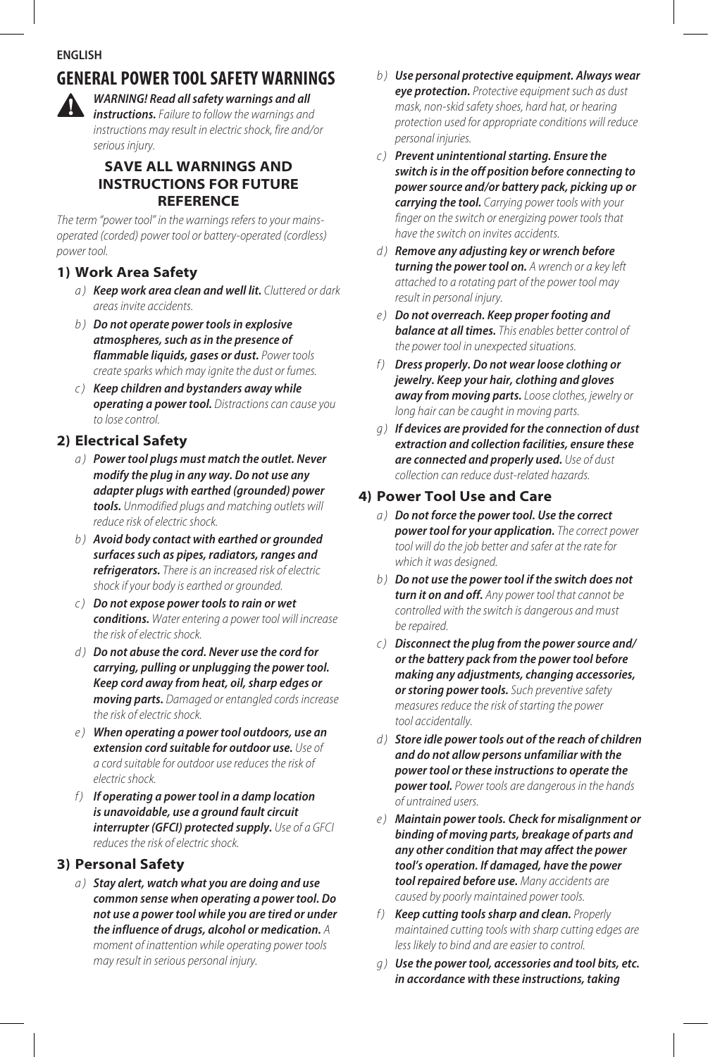ENGLISH

# GENERAL POWER TOOL SAFETY WARNINGS

***WARNING! Read all safety warnings and all instructions.*** *Failure to follow the warnings and instructions may result in electric shock, fire and/or serious injury.*

**SAVE ALL WARNINGS AND INSTRUCTIONS FOR FUTURE REFERENCE**

*The term "power tool" in the warnings refers to your mains-operated (corded) power tool or battery-operated (cordless) power tool.*

## 1) Work Area Safety

a) ***Keep work area clean and well lit.*** *Cluttered or dark areas invite accidents.*

b) ***Do not operate power tools in explosive atmospheres, such as in the presence of flammable liquids, gases or dust.*** *Power tools create sparks which may ignite the dust or fumes.*

c) ***Keep children and bystanders away while operating a power tool.*** *Distractions can cause you to lose control.*

## 2) Electrical Safety

a) ***Power tool plugs must match the outlet. Never modify the plug in any way. Do not use any adapter plugs with earthed (grounded) power tools.*** *Unmodified plugs and matching outlets will reduce risk of electric shock.*

b) ***Avoid body contact with earthed or grounded surfaces such as pipes, radiators, ranges and refrigerators.*** *There is an increased risk of electric shock if your body is earthed or grounded.*

c) ***Do not expose power tools to rain or wet conditions.*** *Water entering a power tool will increase the risk of electric shock.*

d) ***Do not abuse the cord. Never use the cord for carrying, pulling or unplugging the power tool. Keep cord away from heat, oil, sharp edges or moving parts.*** *Damaged or entangled cords increase the risk of electric shock.*

e) ***When operating a power tool outdoors, use an extension cord suitable for outdoor use.*** *Use of a cord suitable for outdoor use reduces the risk of electric shock.*

f) ***If operating a power tool in a damp location is unavoidable, use a ground fault circuit interrupter (GFCI) protected supply.*** *Use of a GFCI reduces the risk of electric shock.*

## 3) Personal Safety

a) ***Stay alert, watch what you are doing and use common sense when operating a power tool. Do not use a power tool while you are tired or under the influence of drugs, alcohol or medication.*** *A moment of inattention while operating power tools may result in serious personal injury.*

b) ***Use personal protective equipment. Always wear eye protection.*** *Protective equipment such as dust mask, non-skid safety shoes, hard hat, or hearing protection used for appropriate conditions will reduce personal injuries.*

c) ***Prevent unintentional starting. Ensure the switch is in the off position before connecting to power source and/or battery pack, picking up or carrying the tool.*** *Carrying power tools with your finger on the switch or energizing power tools that have the switch on invites accidents.*

d) ***Remove any adjusting key or wrench before turning the power tool on.*** *A wrench or a key left attached to a rotating part of the power tool may result in personal injury.*

e) ***Do not overreach. Keep proper footing and balance at all times.*** *This enables better control of the power tool in unexpected situations.*

f) ***Dress properly. Do not wear loose clothing or jewelry. Keep your hair, clothing and gloves away from moving parts.*** *Loose clothes, jewelry or long hair can be caught in moving parts.*

g) ***If devices are provided for the connection of dust extraction and collection facilities, ensure these are connected and properly used.*** *Use of dust collection can reduce dust-related hazards.*

## 4) Power Tool Use and Care

a) ***Do not force the power tool. Use the correct power tool for your application.*** *The correct power tool will do the job better and safer at the rate for which it was designed.*

b) ***Do not use the power tool if the switch does not turn it on and off.*** *Any power tool that cannot be controlled with the switch is dangerous and must be repaired.*

c) ***Disconnect the plug from the power source and/or the battery pack from the power tool before making any adjustments, changing accessories, or storing power tools.*** *Such preventive safety measures reduce the risk of starting the power tool accidentally.*

d) ***Store idle power tools out of the reach of children and do not allow persons unfamiliar with the power tool or these instructions to operate the power tool.*** *Power tools are dangerous in the hands of untrained users.*

e) ***Maintain power tools. Check for misalignment or binding of moving parts, breakage of parts and any other condition that may affect the power tool's operation. If damaged, have the power tool repaired before use.*** *Many accidents are caused by poorly maintained power tools.*

f) ***Keep cutting tools sharp and clean.*** *Properly maintained cutting tools with sharp cutting edges are less likely to bind and are easier to control.*

g) ***Use the power tool, accessories and tool bits, etc. in accordance with these instructions, taking***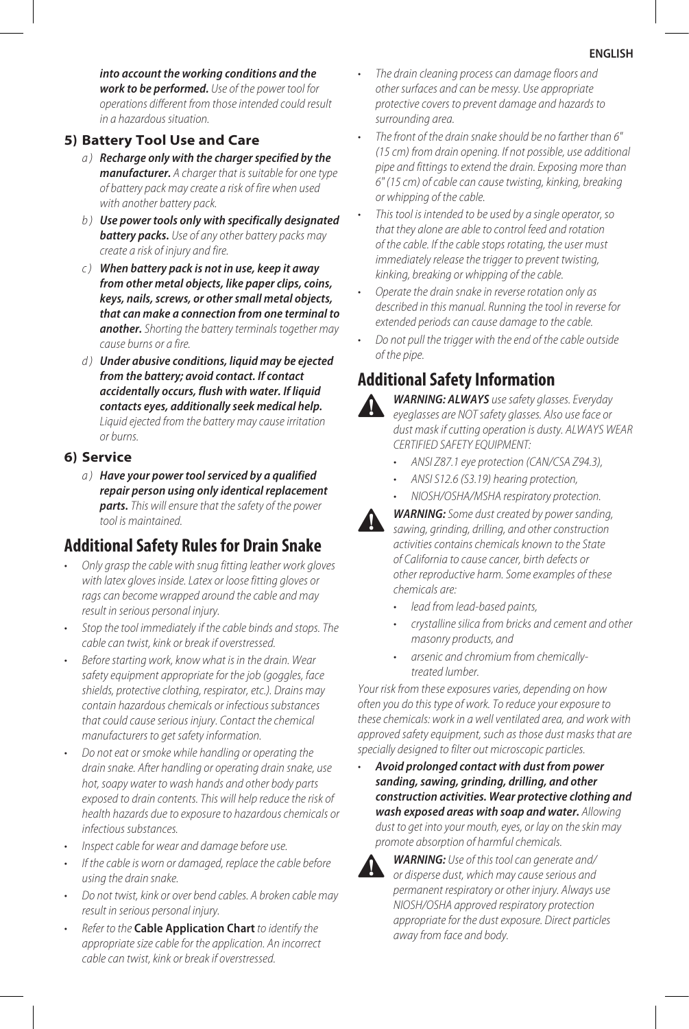***into account the working conditions and the work to be performed.*** *Use of the power tool for operations different from those intended could result in a hazardous situation.*

### 5) Battery Tool Use and Care

a ) ***Recharge only with the charger specified by the manufacturer.*** *A charger that is suitable for one type of battery pack may create a risk of fire when used with another battery pack.*

b ) ***Use power tools only with specifically designated battery packs.*** *Use of any other battery packs may create a risk of injury and fire.*

c ) ***When battery pack is not in use, keep it away from other metal objects, like paper clips, coins, keys, nails, screws, or other small metal objects, that can make a connection from one terminal to another.*** *Shorting the battery terminals together may cause burns or a fire.*

d ) ***Under abusive conditions, liquid may be ejected from the battery; avoid contact. If contact accidentally occurs, flush with water. If liquid contacts eyes, additionally seek medical help.*** *Liquid ejected from the battery may cause irritation or burns.*

### 6) Service

a ) ***Have your power tool serviced by a qualified repair person using only identical replacement parts.*** *This will ensure that the safety of the power tool is maintained.*

## Additional Safety Rules for Drain Snake

- *Only grasp the cable with snug fitting leather work gloves with latex gloves inside. Latex or loose fitting gloves or rags can become wrapped around the cable and may result in serious personal injury.*
- *Stop the tool immediately if the cable binds and stops. The cable can twist, kink or break if overstressed.*
- *Before starting work, know what is in the drain. Wear safety equipment appropriate for the job (goggles, face shields, protective clothing, respirator, etc.). Drains may contain hazardous chemicals or infectious substances that could cause serious injury. Contact the chemical manufacturers to get safety information.*
- *Do not eat or smoke while handling or operating the drain snake. After handling or operating drain snake, use hot, soapy water to wash hands and other body parts exposed to drain contents. This will help reduce the risk of health hazards due to exposure to hazardous chemicals or infectious substances.*
- *Inspect cable for wear and damage before use.*
- *If the cable is worn or damaged, replace the cable before using the drain snake.*
- *Do not twist, kink or over bend cables. A broken cable may result in serious personal injury.*
- *Refer to the* **Cable Application Chart** *to identify the appropriate size cable for the application. An incorrect cable can twist, kink or break if overstressed.*
- *The drain cleaning process can damage floors and other surfaces and can be messy. Use appropriate protective covers to prevent damage and hazards to surrounding area.*
- *The front of the drain snake should be no farther than 6" (15 cm) from drain opening. If not possible, use additional pipe and fittings to extend the drain. Exposing more than 6" (15 cm) of cable can cause twisting, kinking, breaking or whipping of the cable.*
- *This tool is intended to be used by a single operator, so that they alone are able to control feed and rotation of the cable. If the cable stops rotating, the user must immediately release the trigger to prevent twisting, kinking, breaking or whipping of the cable.*
- *Operate the drain snake in reverse rotation only as described in this manual. Running the tool in reverse for extended periods can cause damage to the cable.*
- *Do not pull the trigger with the end of the cable outside of the pipe.*

## Additional Safety Information

***WARNING: ALWAYS*** *use safety glasses. Everyday eyeglasses are NOT safety glasses. Also use face or dust mask if cutting operation is dusty. ALWAYS WEAR CERTIFIED SAFETY EQUIPMENT:*

- *ANSI Z87.1 eye protection (CAN/CSA Z94.3),*
- *ANSI S12.6 (S3.19) hearing protection,*
- *NIOSH/OSHA/MSHA respiratory protection.*

***WARNING:*** *Some dust created by power sanding, sawing, grinding, drilling, and other construction activities contains chemicals known to the State of California to cause cancer, birth defects or other reproductive harm. Some examples of these chemicals are:*

- *lead from lead-based paints,*
- *crystalline silica from bricks and cement and other masonry products, and*
- *arsenic and chromium from chemically-treated lumber.*

*Your risk from these exposures varies, depending on how often you do this type of work. To reduce your exposure to these chemicals: work in a well ventilated area, and work with approved safety equipment, such as those dust masks that are specially designed to filter out microscopic particles.*

- ***Avoid prolonged contact with dust from power sanding, sawing, grinding, drilling, and other construction activities. Wear protective clothing and wash exposed areas with soap and water.*** *Allowing dust to get into your mouth, eyes, or lay on the skin may promote absorption of harmful chemicals.*

***WARNING:*** *Use of this tool can generate and/or disperse dust, which may cause serious and permanent respiratory or other injury. Always use NIOSH/OSHA approved respiratory protection appropriate for the dust exposure. Direct particles away from face and body.*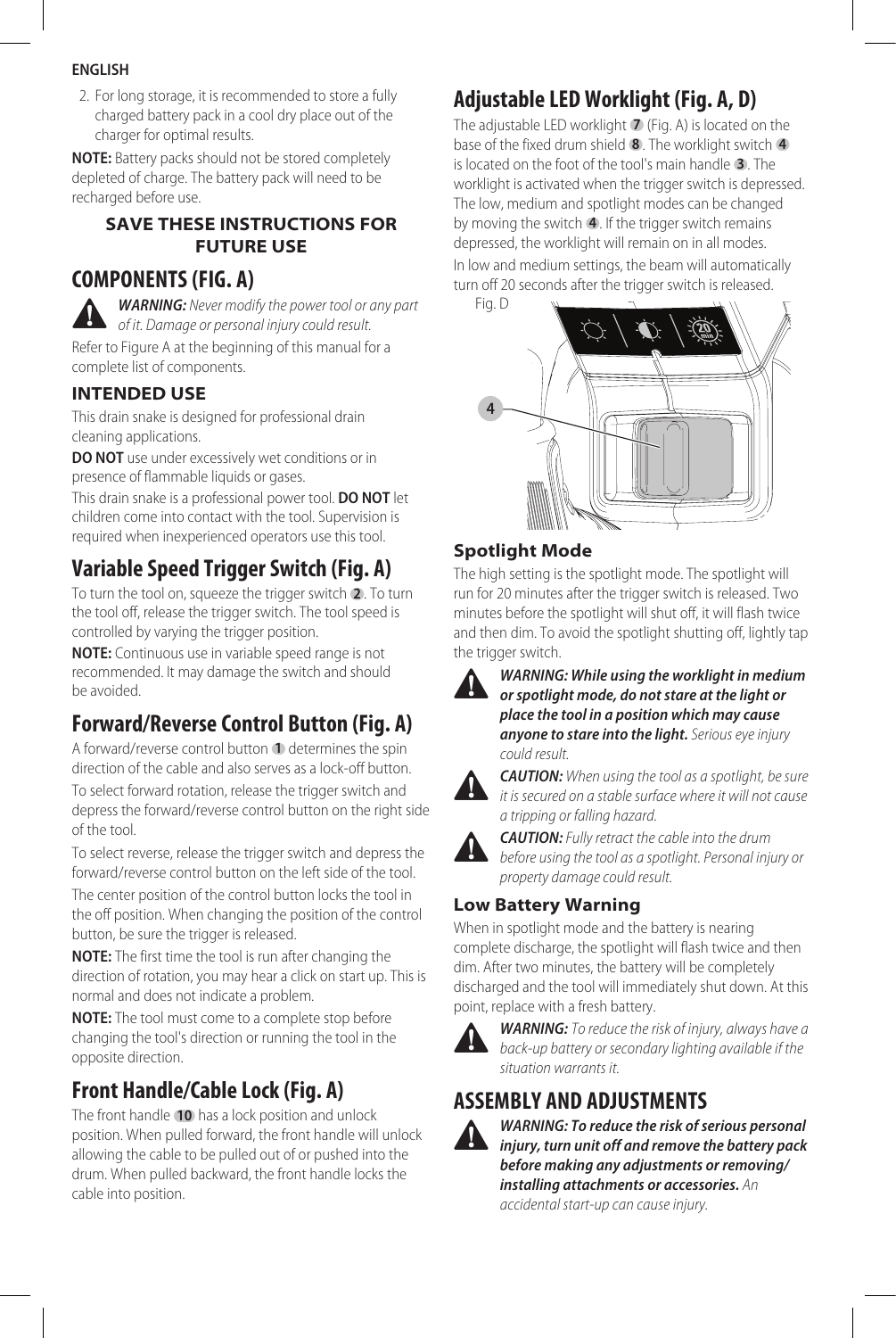**ENGLISH**

2. For long storage, it is recommended to store a fully charged battery pack in a cool dry place out of the charger for optimal results.

**NOTE:** Battery packs should not be stored completely depleted of charge. The battery pack will need to be recharged before use.

**SAVE THESE INSTRUCTIONS FOR FUTURE USE**

# COMPONENTS (FIG. A)

***WARNING:*** *Never modify the power tool or any part of it. Damage or personal injury could result.*

Refer to Figure A at the beginning of this manual for a complete list of components.

### INTENDED USE

This drain snake is designed for professional drain cleaning applications.

**DO NOT** use under excessively wet conditions or in presence of flammable liquids or gases.

This drain snake is a professional power tool. **DO NOT** let children come into contact with the tool. Supervision is required when inexperienced operators use this tool.

## Variable Speed Trigger Switch (Fig. A)

To turn the tool on, squeeze the trigger switch 2. To turn the tool off, release the trigger switch. The tool speed is controlled by varying the trigger position.

**NOTE:** Continuous use in variable speed range is not recommended. It may damage the switch and should be avoided.

## Forward/Reverse Control Button (Fig. A)

A forward/reverse control button 1 determines the spin direction of the cable and also serves as a lock-off button.

To select forward rotation, release the trigger switch and depress the forward/reverse control button on the right side of the tool.

To select reverse, release the trigger switch and depress the forward/reverse control button on the left side of the tool.

The center position of the control button locks the tool in the off position. When changing the position of the control button, be sure the trigger is released.

**NOTE:** The first time the tool is run after changing the direction of rotation, you may hear a click on start up. This is normal and does not indicate a problem.

**NOTE:** The tool must come to a complete stop before changing the tool's direction or running the tool in the opposite direction.

## Front Handle/Cable Lock (Fig. A)

The front handle 10 has a lock position and unlock position. When pulled forward, the front handle will unlock allowing the cable to be pulled out of or pushed into the drum. When pulled backward, the front handle locks the cable into position.

## Adjustable LED Worklight (Fig. A, D)

The adjustable LED worklight 7 (Fig. A) is located on the base of the fixed drum shield 8. The worklight switch 4 is located on the foot of the tool's main handle 3. The worklight is activated when the trigger switch is depressed. The low, medium and spotlight modes can be changed by moving the switch 4. If the trigger switch remains depressed, the worklight will remain on in all modes.

In low and medium settings, the beam will automatically turn off 20 seconds after the trigger switch is released.

Fig. D

### Spotlight Mode

The high setting is the spotlight mode. The spotlight will run for 20 minutes after the trigger switch is released. Two minutes before the spotlight will shut off, it will flash twice and then dim. To avoid the spotlight shutting off, lightly tap the trigger switch.

***WARNING: While using the worklight in medium or spotlight mode, do not stare at the light or place the tool in a position which may cause anyone to stare into the light.*** *Serious eye injury could result.*

***CAUTION:*** *When using the tool as a spotlight, be sure it is secured on a stable surface where it will not cause a tripping or falling hazard.*

***CAUTION:*** *Fully retract the cable into the drum before using the tool as a spotlight. Personal injury or property damage could result.*

### Low Battery Warning

When in spotlight mode and the battery is nearing complete discharge, the spotlight will flash twice and then dim. After two minutes, the battery will be completely discharged and the tool will immediately shut down. At this point, replace with a fresh battery.

***WARNING:*** *To reduce the risk of injury, always have a back-up battery or secondary lighting available if the situation warrants it.*

# ASSEMBLY AND ADJUSTMENTS

***WARNING: To reduce the risk of serious personal injury, turn unit off and remove the battery pack before making any adjustments or removing/installing attachments or accessories.*** *An accidental start-up can cause injury.*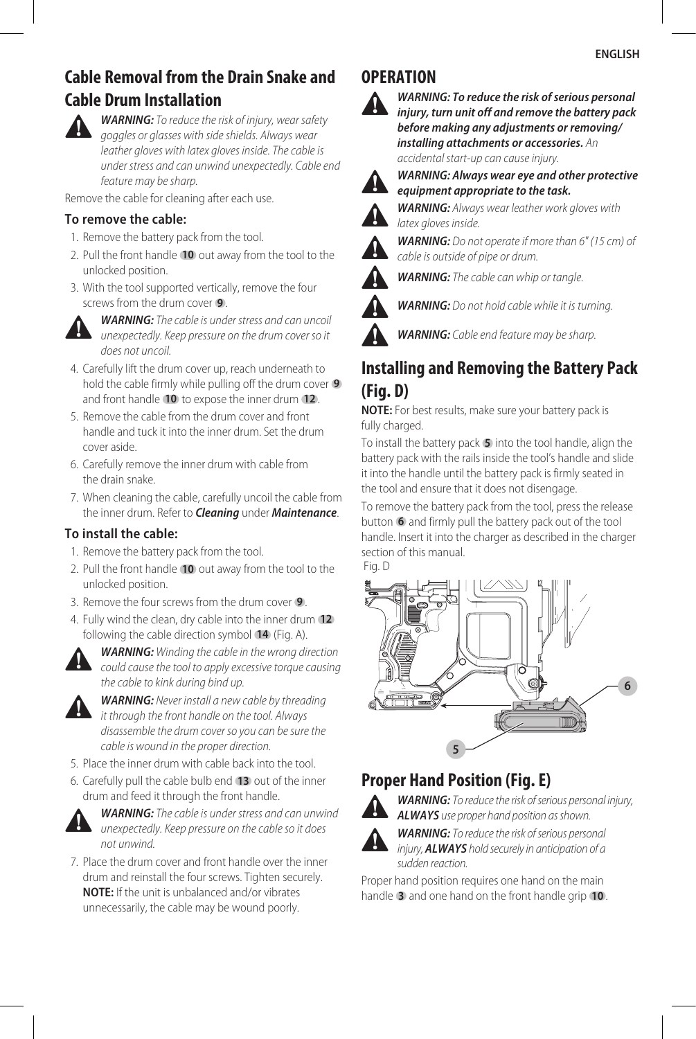## Cable Removal from the Drain Snake and Cable Drum Installation

***WARNING:*** *To reduce the risk of injury, wear safety goggles or glasses with side shields. Always wear leather gloves with latex gloves inside. The cable is under stress and can unwind unexpectedly. Cable end feature may be sharp.*

Remove the cable for cleaning after each use.

### To remove the cable:

1. Remove the battery pack from the tool.
2. Pull the front handle **10** out away from the tool to the unlocked position.
3. With the tool supported vertically, remove the four screws from the drum cover **9**.

***WARNING:*** *The cable is under stress and can uncoil unexpectedly. Keep pressure on the drum cover so it does not uncoil.*

4. Carefully lift the drum cover up, reach underneath to hold the cable firmly while pulling off the drum cover **9** and front handle **10** to expose the inner drum **12**.
5. Remove the cable from the drum cover and front handle and tuck it into the inner drum. Set the drum cover aside.
6. Carefully remove the inner drum with cable from the drain snake.
7. When cleaning the cable, carefully uncoil the cable from the inner drum. Refer to ***Cleaning*** under ***Maintenance***.

### To install the cable:

1. Remove the battery pack from the tool.
2. Pull the front handle **10** out away from the tool to the unlocked position.
3. Remove the four screws from the drum cover **9**.
4. Fully wind the clean, dry cable into the inner drum **12** following the cable direction symbol **14** (Fig. A).

***WARNING:*** *Winding the cable in the wrong direction could cause the tool to apply excessive torque causing the cable to kink during bind up.*

***WARNING:*** *Never install a new cable by threading it through the front handle on the tool. Always disassemble the drum cover so you can be sure the cable is wound in the proper direction.*

5. Place the inner drum with cable back into the tool.
6. Carefully pull the cable bulb end **13** out of the inner drum and feed it through the front handle.

***WARNING:*** *The cable is under stress and can unwind unexpectedly. Keep pressure on the cable so it does not unwind.*

7. Place the drum cover and front handle over the inner drum and reinstall the four screws. Tighten securely.
   **NOTE:** If the unit is unbalanced and/or vibrates unnecessarily, the cable may be wound poorly.

## OPERATION

***WARNING: To reduce the risk of serious personal injury, turn unit off and remove the battery pack before making any adjustments or removing/installing attachments or accessories.*** *An accidental start-up can cause injury.*

***WARNING: Always wear eye and other protective equipment appropriate to the task.***

***WARNING:*** *Always wear leather work gloves with latex gloves inside.*

***WARNING:*** *Do not operate if more than 6" (15 cm) of cable is outside of pipe or drum.*

***WARNING:*** *The cable can whip or tangle.*

***WARNING:*** *Do not hold cable while it is turning.*

***WARNING:*** *Cable end feature may be sharp.*

## Installing and Removing the Battery Pack (Fig. D)

**NOTE:** For best results, make sure your battery pack is fully charged.

To install the battery pack **5** into the tool handle, align the battery pack with the rails inside the tool's handle and slide it into the handle until the battery pack is firmly seated in the tool and ensure that it does not disengage.

To remove the battery pack from the tool, press the release button **6** and firmly pull the battery pack out of the tool handle. Insert it into the charger as described in the charger section of this manual.

Fig. D

## Proper Hand Position (Fig. E)

***WARNING:*** *To reduce the risk of serious personal injury,* ***ALWAYS*** *use proper hand position as shown.*

***WARNING:*** *To reduce the risk of serious personal injury,* ***ALWAYS*** *hold securely in anticipation of a sudden reaction.*

Proper hand position requires one hand on the main handle **3** and one hand on the front handle grip **10**.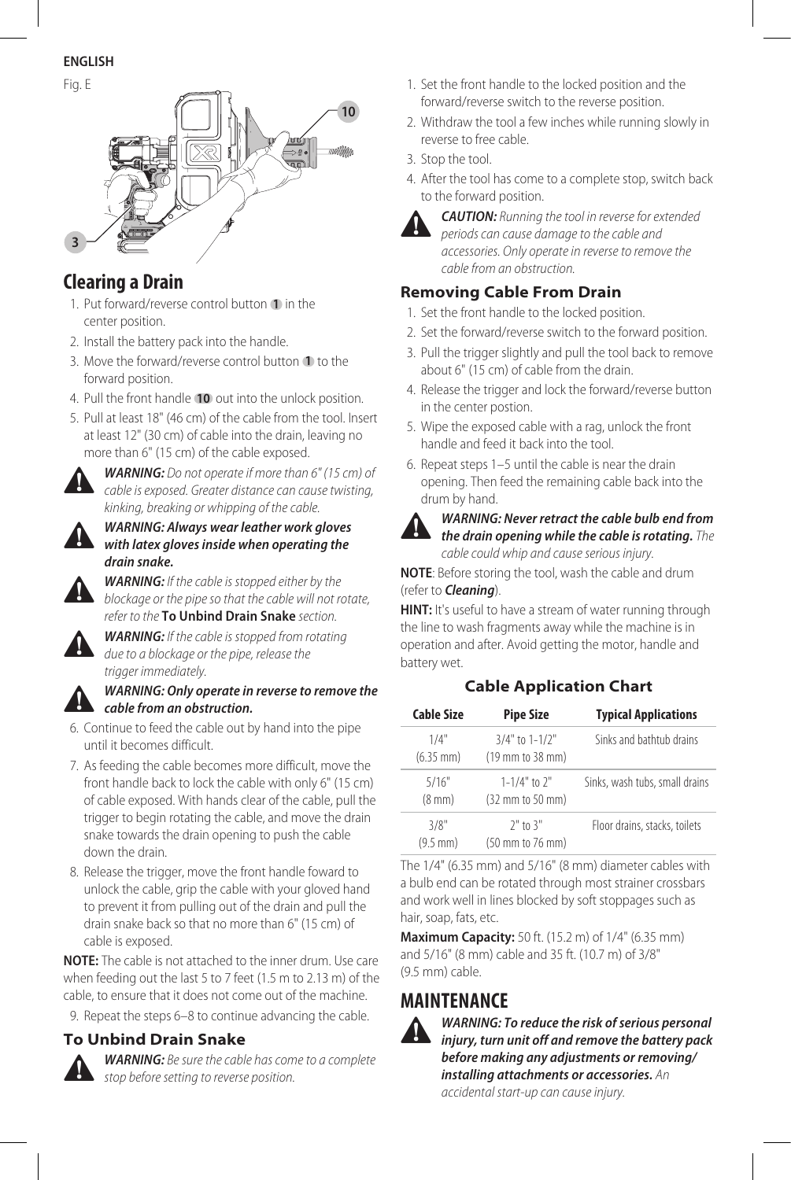ENGLISH

Fig. E

10

3

## Clearing a Drain

1. Put forward/reverse control button 1 in the center position.
2. Install the battery pack into the handle.
3. Move the forward/reverse control button 1 to the forward position.
4. Pull the front handle 10 out into the unlock position.
5. Pull at least 18" (46 cm) of the cable from the tool. Insert at least 12" (30 cm) of cable into the drain, leaving no more than 6" (15 cm) of the cable exposed.

***WARNING:*** *Do not operate if more than 6" (15 cm) of cable is exposed. Greater distance can cause twisting, kinking, breaking or whipping of the cable.*

***WARNING: Always wear leather work gloves with latex gloves inside when operating the drain snake.***

***WARNING:*** *If the cable is stopped either by the blockage or the pipe so that the cable will not rotate, refer to the* **To Unbind Drain Snake** *section.*

***WARNING:*** *If the cable is stopped from rotating due to a blockage or the pipe, release the trigger immediately.*

***WARNING: Only operate in reverse to remove the cable from an obstruction.***

6. Continue to feed the cable out by hand into the pipe until it becomes difficult.
7. As feeding the cable becomes more difficult, move the front handle back to lock the cable with only 6" (15 cm) of cable exposed. With hands clear of the cable, pull the trigger to begin rotating the cable, and move the drain snake towards the drain opening to push the cable down the drain.
8. Release the trigger, move the front handle foward to unlock the cable, grip the cable with your gloved hand to prevent it from pulling out of the drain and pull the drain snake back so that no more than 6" (15 cm) of cable is exposed.

**NOTE:** The cable is not attached to the inner drum. Use care when feeding out the last 5 to 7 feet (1.5 m to 2.13 m) of the cable, to ensure that it does not come out of the machine.

9. Repeat the steps 6–8 to continue advancing the cable.

### To Unbind Drain Snake

***WARNING:*** *Be sure the cable has come to a complete stop before setting to reverse position.*

1. Set the front handle to the locked position and the forward/reverse switch to the reverse position.
2. Withdraw the tool a few inches while running slowly in reverse to free cable.
3. Stop the tool.
4. After the tool has come to a complete stop, switch back to the forward position.

***CAUTION:*** *Running the tool in reverse for extended periods can cause damage to the cable and accessories. Only operate in reverse to remove the cable from an obstruction.*

### Removing Cable From Drain

1. Set the front handle to the locked position.
2. Set the forward/reverse switch to the forward position.
3. Pull the trigger slightly and pull the tool back to remove about 6" (15 cm) of cable from the drain.
4. Release the trigger and lock the forward/reverse button in the center postion.
5. Wipe the exposed cable with a rag, unlock the front handle and feed it back into the tool.
6. Repeat steps 1–5 until the cable is near the drain opening. Then feed the remaining cable back into the drum by hand.

***WARNING: Never retract the cable bulb end from the drain opening while the cable is rotating.*** *The cable could whip and cause serious injury.*

**NOTE**: Before storing the tool, wash the cable and drum (refer to ***Cleaning***).

**HINT:** It's useful to have a stream of water running through the line to wash fragments away while the machine is in operation and after. Avoid getting the motor, handle and battery wet.

### Cable Application Chart

| Cable Size | Pipe Size | Typical Applications |
|---|---|---|
| 1/4" (6.35 mm) | 3/4" to 1-1/2" (19 mm to 38 mm) | Sinks and bathtub drains |
| 5/16" (8 mm) | 1-1/4" to 2" (32 mm to 50 mm) | Sinks, wash tubs, small drains |
| 3/8" (9.5 mm) | 2" to 3" (50 mm to 76 mm) | Floor drains, stacks, toilets |

The 1/4" (6.35 mm) and 5/16" (8 mm) diameter cables with a bulb end can be rotated through most strainer crossbars and work well in lines blocked by soft stoppages such as hair, soap, fats, etc.

**Maximum Capacity:** 50 ft. (15.2 m) of 1/4" (6.35 mm) and 5/16" (8 mm) cable and 35 ft. (10.7 m) of 3/8" (9.5 mm) cable.

## MAINTENANCE

***WARNING: To reduce the risk of serious personal injury, turn unit off and remove the battery pack before making any adjustments or removing/installing attachments or accessories.*** *An accidental start-up can cause injury.*